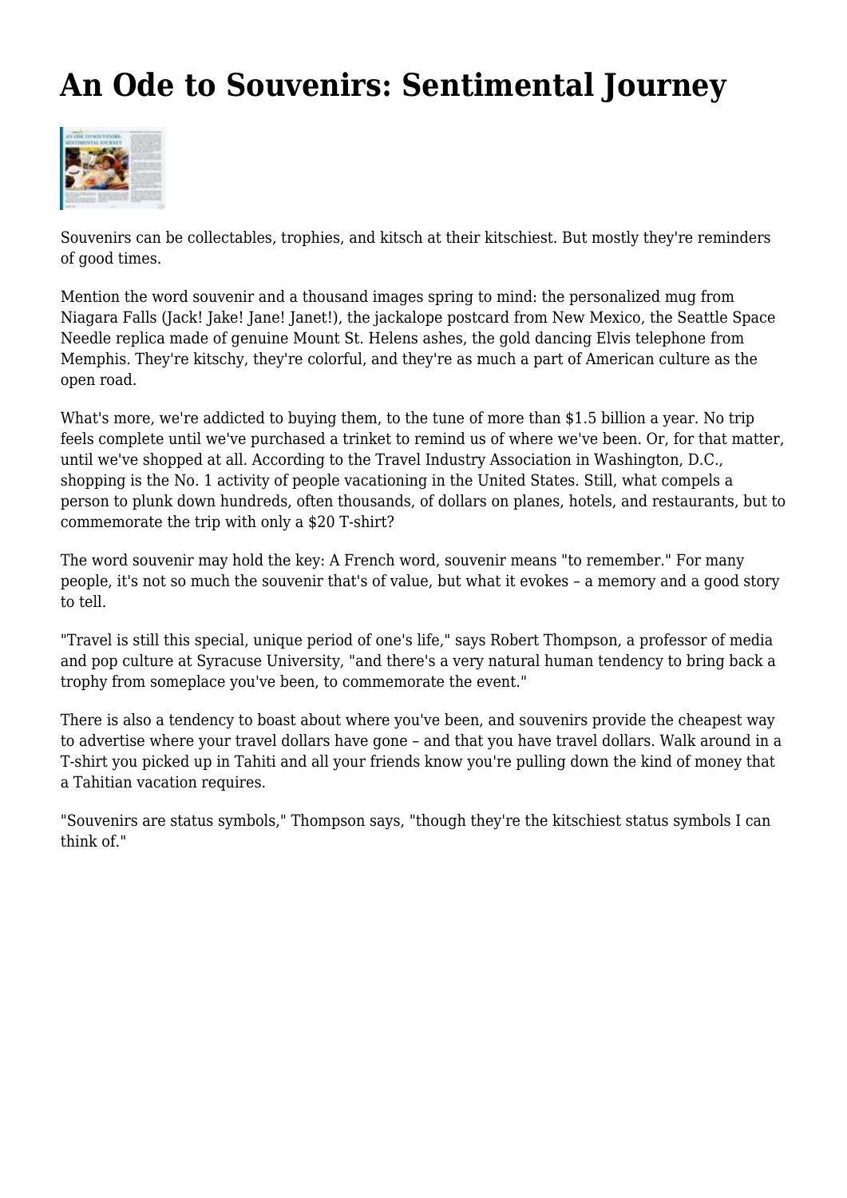# An Ode to Souvenirs: Sentimental Journey

Souvenirs can be collectables, trophies, and kitsch at their kitschiest. But mostly they're reminders of good times.

Mention the word souvenir and a thousand images spring to mind: the personalized mug from Niagara Falls (Jack! Jake! Jane! Janet!), the jackalope postcard from New Mexico, the Seattle Space Needle replica made of genuine Mount St. Helens ashes, the gold dancing Elvis telephone from Memphis. They're kitschy, they're colorful, and they're as much a part of American culture as the open road.

What's more, we're addicted to buying them, to the tune of more than $1.5 billion a year. No trip feels complete until we've purchased a trinket to remind us of where we've been. Or, for that matter, until we've shopped at all. According to the Travel Industry Association in Washington, D.C., shopping is the No. 1 activity of people vacationing in the United States. Still, what compels a person to plunk down hundreds, often thousands, of dollars on planes, hotels, and restaurants, but to commemorate the trip with only a $20 T-shirt?

The word souvenir may hold the key: A French word, souvenir means "to remember." For many people, it's not so much the souvenir that's of value, but what it evokes – a memory and a good story to tell.

"Travel is still this special, unique period of one's life," says Robert Thompson, a professor of media and pop culture at Syracuse University, "and there's a very natural human tendency to bring back a trophy from someplace you've been, to commemorate the event."

There is also a tendency to boast about where you've been, and souvenirs provide the cheapest way to advertise where your travel dollars have gone – and that you have travel dollars. Walk around in a T-shirt you picked up in Tahiti and all your friends know you're pulling down the kind of money that a Tahitian vacation requires.

"Souvenirs are status symbols," Thompson says, "though they're the kitschiest status symbols I can think of."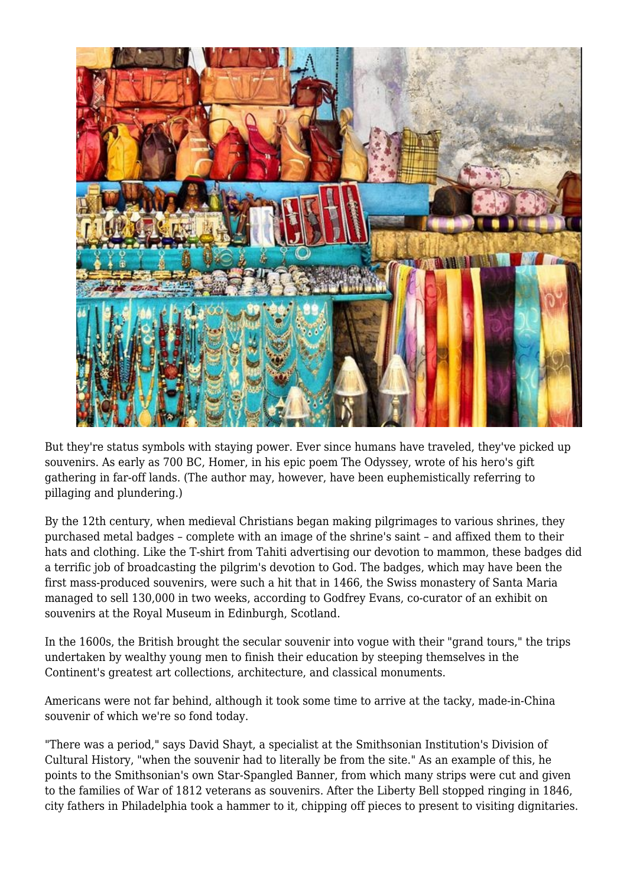But they're status symbols with staying power. Ever since humans have traveled, they've picked up souvenirs. As early as 700 BC, Homer, in his epic poem The Odyssey, wrote of his hero's gift gathering in far-off lands. (The author may, however, have been euphemistically referring to pillaging and plundering.)

By the 12th century, when medieval Christians began making pilgrimages to various shrines, they purchased metal badges – complete with an image of the shrine's saint – and affixed them to their hats and clothing. Like the T-shirt from Tahiti advertising our devotion to mammon, these badges did a terrific job of broadcasting the pilgrim's devotion to God. The badges, which may have been the first mass-produced souvenirs, were such a hit that in 1466, the Swiss monastery of Santa Maria managed to sell 130,000 in two weeks, according to Godfrey Evans, co-curator of an exhibit on souvenirs at the Royal Museum in Edinburgh, Scotland.

In the 1600s, the British brought the secular souvenir into vogue with their "grand tours," the trips undertaken by wealthy young men to finish their education by steeping themselves in the Continent's greatest art collections, architecture, and classical monuments.

Americans were not far behind, although it took some time to arrive at the tacky, made-in-China souvenir of which we're so fond today.

"There was a period," says David Shayt, a specialist at the Smithsonian Institution's Division of Cultural History, "when the souvenir had to literally be from the site." As an example of this, he points to the Smithsonian's own Star-Spangled Banner, from which many strips were cut and given to the families of War of 1812 veterans as souvenirs. After the Liberty Bell stopped ringing in 1846, city fathers in Philadelphia took a hammer to it, chipping off pieces to present to visiting dignitaries.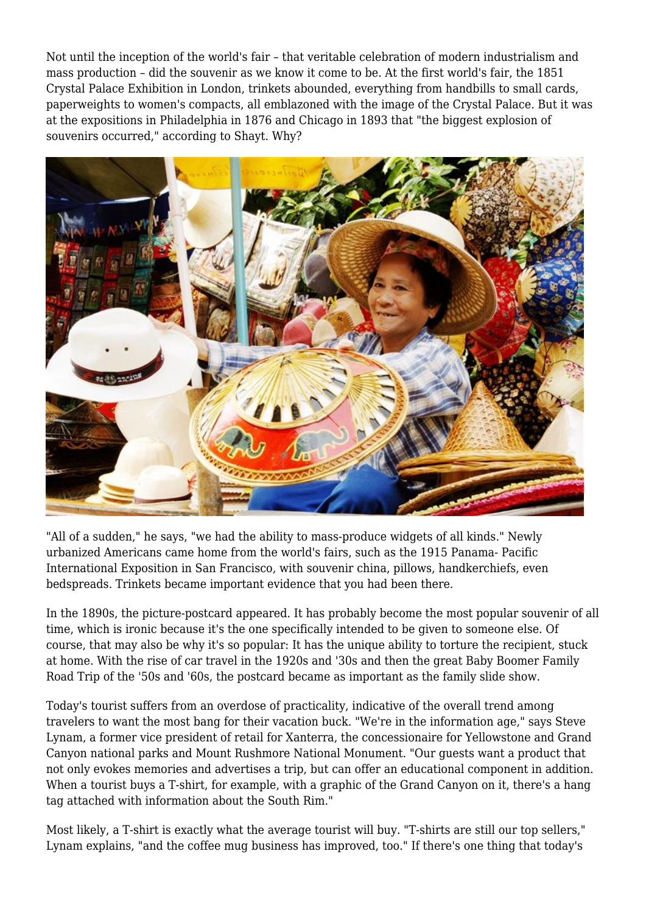Not until the inception of the world's fair – that veritable celebration of modern industrialism and mass production – did the souvenir as we know it come to be. At the first world's fair, the 1851 Crystal Palace Exhibition in London, trinkets abounded, everything from handbills to small cards, paperweights to women's compacts, all emblazoned with the image of the Crystal Palace. But it was at the expositions in Philadelphia in 1876 and Chicago in 1893 that "the biggest explosion of souvenirs occurred," according to Shayt. Why?

"All of a sudden," he says, "we had the ability to mass-produce widgets of all kinds." Newly urbanized Americans came home from the world's fairs, such as the 1915 Panama- Pacific International Exposition in San Francisco, with souvenir china, pillows, handkerchiefs, even bedspreads. Trinkets became important evidence that you had been there.

In the 1890s, the picture-postcard appeared. It has probably become the most popular souvenir of all time, which is ironic because it's the one specifically intended to be given to someone else. Of course, that may also be why it's so popular: It has the unique ability to torture the recipient, stuck at home. With the rise of car travel in the 1920s and '30s and then the great Baby Boomer Family Road Trip of the '50s and '60s, the postcard became as important as the family slide show.

Today's tourist suffers from an overdose of practicality, indicative of the overall trend among travelers to want the most bang for their vacation buck. "We're in the information age," says Steve Lynam, a former vice president of retail for Xanterra, the concessionaire for Yellowstone and Grand Canyon national parks and Mount Rushmore National Monument. "Our guests want a product that not only evokes memories and advertises a trip, but can offer an educational component in addition. When a tourist buys a T-shirt, for example, with a graphic of the Grand Canyon on it, there's a hang tag attached with information about the South Rim."

Most likely, a T-shirt is exactly what the average tourist will buy. "T-shirts are still our top sellers," Lynam explains, "and the coffee mug business has improved, too." If there's one thing that today's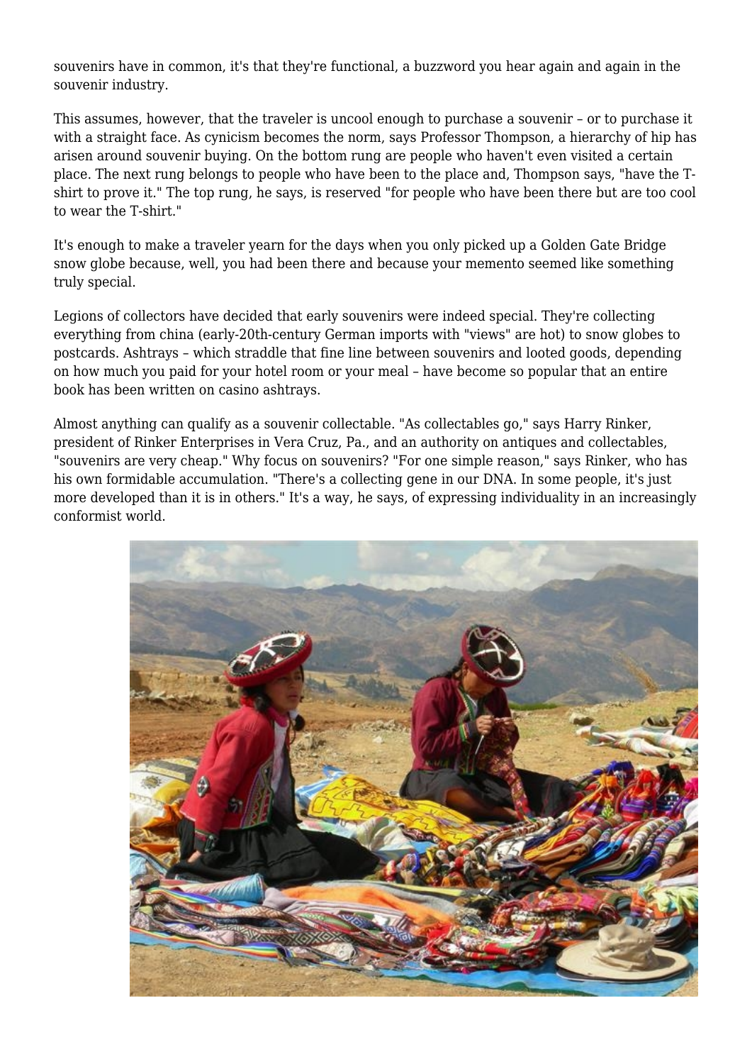souvenirs have in common, it's that they're functional, a buzzword you hear again and again in the souvenir industry.

This assumes, however, that the traveler is uncool enough to purchase a souvenir – or to purchase it with a straight face. As cynicism becomes the norm, says Professor Thompson, a hierarchy of hip has arisen around souvenir buying. On the bottom rung are people who haven't even visited a certain place. The next rung belongs to people who have been to the place and, Thompson says, "have the T-shirt to prove it." The top rung, he says, is reserved "for people who have been there but are too cool to wear the T-shirt."

It's enough to make a traveler yearn for the days when you only picked up a Golden Gate Bridge snow globe because, well, you had been there and because your memento seemed like something truly special.

Legions of collectors have decided that early souvenirs were indeed special. They're collecting everything from china (early-20th-century German imports with "views" are hot) to snow globes to postcards. Ashtrays – which straddle that fine line between souvenirs and looted goods, depending on how much you paid for your hotel room or your meal – have become so popular that an entire book has been written on casino ashtrays.

Almost anything can qualify as a souvenir collectable. "As collectables go," says Harry Rinker, president of Rinker Enterprises in Vera Cruz, Pa., and an authority on antiques and collectables, "souvenirs are very cheap." Why focus on souvenirs? "For one simple reason," says Rinker, who has his own formidable accumulation. "There's a collecting gene in our DNA. In some people, it's just more developed than it is in others." It's a way, he says, of expressing individuality in an increasingly conformist world.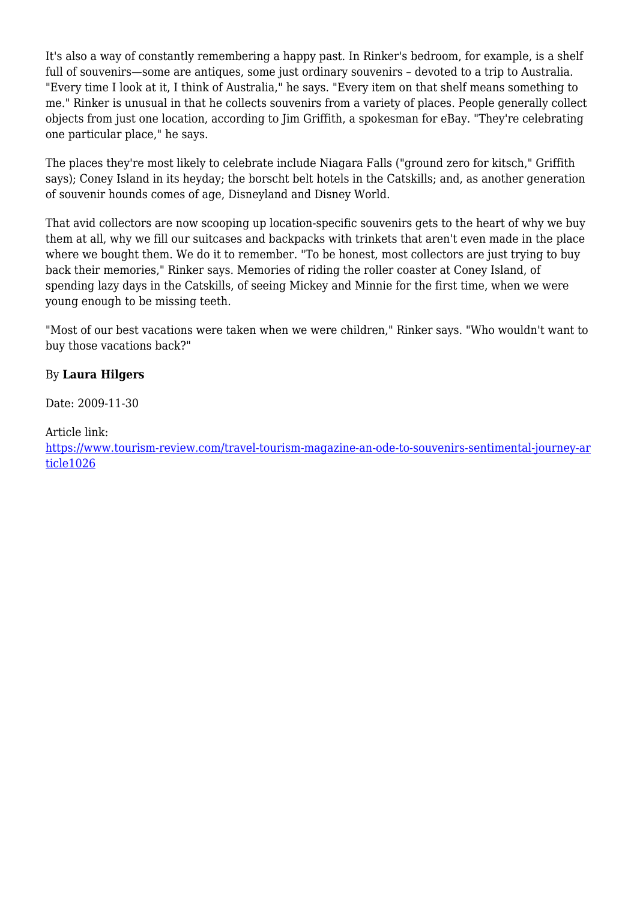It's also a way of constantly remembering a happy past. In Rinker's bedroom, for example, is a shelf full of souvenirs—some are antiques, some just ordinary souvenirs – devoted to a trip to Australia. "Every time I look at it, I think of Australia," he says. "Every item on that shelf means something to me." Rinker is unusual in that he collects souvenirs from a variety of places. People generally collect objects from just one location, according to Jim Griffith, a spokesman for eBay. "They're celebrating one particular place," he says.

The places they're most likely to celebrate include Niagara Falls ("ground zero for kitsch," Griffith says); Coney Island in its heyday; the borscht belt hotels in the Catskills; and, as another generation of souvenir hounds comes of age, Disneyland and Disney World.

That avid collectors are now scooping up location-specific souvenirs gets to the heart of why we buy them at all, why we fill our suitcases and backpacks with trinkets that aren't even made in the place where we bought them. We do it to remember. "To be honest, most collectors are just trying to buy back their memories," Rinker says. Memories of riding the roller coaster at Coney Island, of spending lazy days in the Catskills, of seeing Mickey and Minnie for the first time, when we were young enough to be missing teeth.

"Most of our best vacations were taken when we were children," Rinker says. "Who wouldn't want to buy those vacations back?"

By **Laura Hilgers**

Date: 2009-11-30

Article link:
[https://www.tourism-review.com/travel-tourism-magazine-an-ode-to-souvenirs-sentimental-journey-article1026](https://www.tourism-review.com/travel-tourism-magazine-an-ode-to-souvenirs-sentimental-journey-article1026)